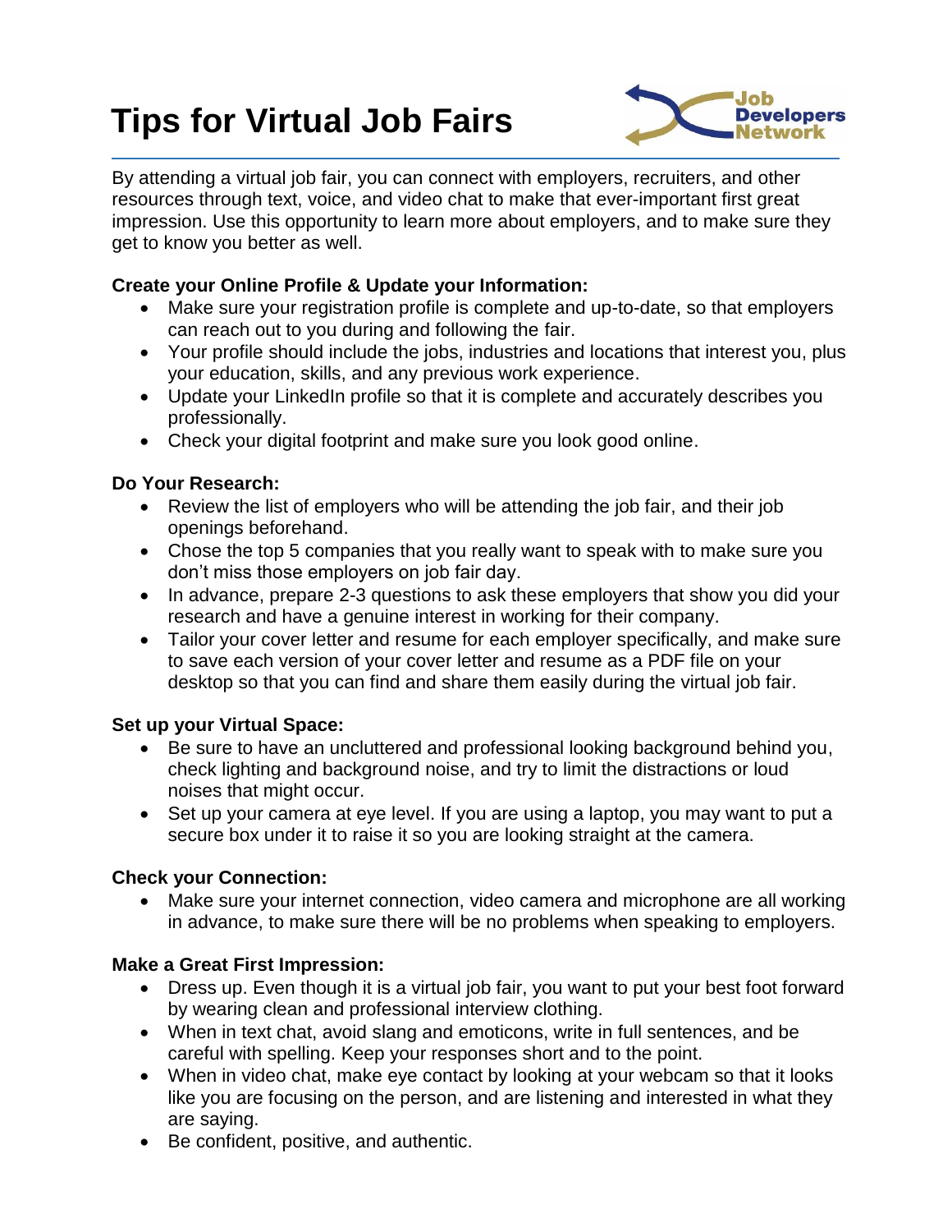# Tips for Virtual Job Fairs

By attending a virtual job fair, you can connect with employers, recruiters, and other resources through text, voice, and video chat to make that ever-important first great impression. Use this opportunity to learn more about employers, and to make sure they get to know you better as well.

**Create your Online Profile & Update your Information:**

- Make sure your registration profile is complete and up-to-date, so that employers can reach out to you during and following the fair.
- Your profile should include the jobs, industries and locations that interest you, plus your education, skills, and any previous work experience.
- Update your LinkedIn profile so that it is complete and accurately describes you professionally.
- Check your digital footprint and make sure you look good online.

**Do Your Research:**

- Review the list of employers who will be attending the job fair, and their job openings beforehand.
- Chose the top 5 companies that you really want to speak with to make sure you don't miss those employers on job fair day.
- In advance, prepare 2-3 questions to ask these employers that show you did your research and have a genuine interest in working for their company.
- Tailor your cover letter and resume for each employer specifically, and make sure to save each version of your cover letter and resume as a PDF file on your desktop so that you can find and share them easily during the virtual job fair.

**Set up your Virtual Space:**

- Be sure to have an uncluttered and professional looking background behind you, check lighting and background noise, and try to limit the distractions or loud noises that might occur.
- Set up your camera at eye level. If you are using a laptop, you may want to put a secure box under it to raise it so you are looking straight at the camera.

**Check your Connection:**

- Make sure your internet connection, video camera and microphone are all working in advance, to make sure there will be no problems when speaking to employers.

**Make a Great First Impression:**

- Dress up. Even though it is a virtual job fair, you want to put your best foot forward by wearing clean and professional interview clothing.
- When in text chat, avoid slang and emoticons, write in full sentences, and be careful with spelling. Keep your responses short and to the point.
- When in video chat, make eye contact by looking at your webcam so that it looks like you are focusing on the person, and are listening and interested in what they are saying.
- Be confident, positive, and authentic.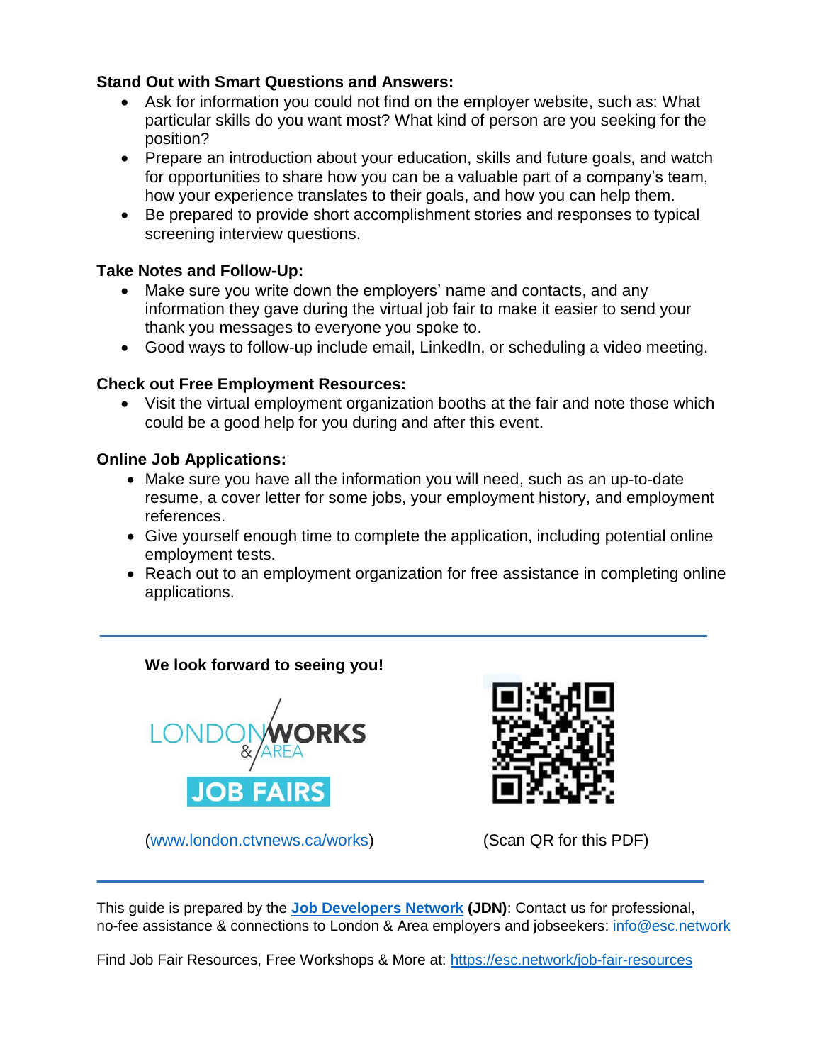**Stand Out with Smart Questions and Answers:**

- Ask for information you could not find on the employer website, such as: What particular skills do you want most? What kind of person are you seeking for the position?
- Prepare an introduction about your education, skills and future goals, and watch for opportunities to share how you can be a valuable part of a company's team, how your experience translates to their goals, and how you can help them.
- Be prepared to provide short accomplishment stories and responses to typical screening interview questions.

**Take Notes and Follow-Up:**

- Make sure you write down the employers' name and contacts, and any information they gave during the virtual job fair to make it easier to send your thank you messages to everyone you spoke to.
- Good ways to follow-up include email, LinkedIn, or scheduling a video meeting.

**Check out Free Employment Resources:**

- Visit the virtual employment organization booths at the fair and note those which could be a good help for you during and after this event.

**Online Job Applications:**

- Make sure you have all the information you will need, such as an up-to-date resume, a cover letter for some jobs, your employment history, and employment references.
- Give yourself enough time to complete the application, including potential online employment tests.
- Reach out to an employment organization for free assistance in completing online applications.

---

**We look forward to seeing you!**

LONDON WORKS & AREA JOB FAIRS

(www.london.ctvnews.ca/works)

(Scan QR for this PDF)

---

This guide is prepared by the **Job Developers Network (JDN)**: Contact us for professional, no-fee assistance & connections to London & Area employers and jobseekers: info@esc.network

Find Job Fair Resources, Free Workshops & More at: https://esc.network/job-fair-resources